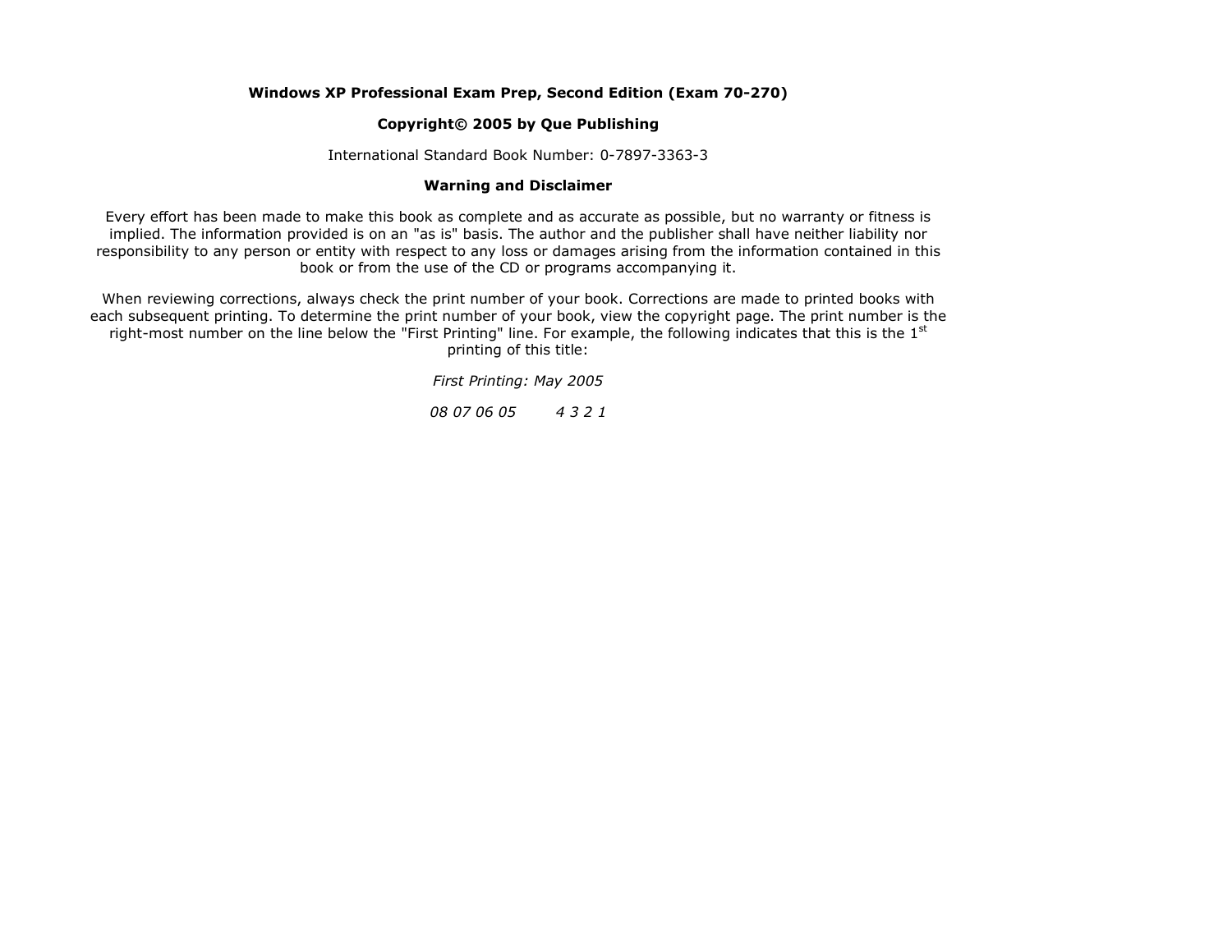**Windows XP Professional Exam Prep, Second Edition (Exam 70-270)**

**Copyright© 2005 by Que Publishing**

International Standard Book Number: 0-7897-3363-3

**Warning and Disclaimer**

Every effort has been made to make this book as complete and as accurate as possible, but no warranty or fitness is implied. The information provided is on an "as is" basis. The author and the publisher shall have neither liability nor responsibility to any person or entity with respect to any loss or damages arising from the information contained in this book or from the use of the CD or programs accompanying it.

When reviewing corrections, always check the print number of your book. Corrections are made to printed books with each subsequent printing. To determine the print number of your book, view the copyright page. The print number is the right-most number on the line below the "First Printing" line. For example, the following indicates that this is the 1st printing of this title:

*First Printing: May 2005*

*08 07 06 05 4 3 2 1*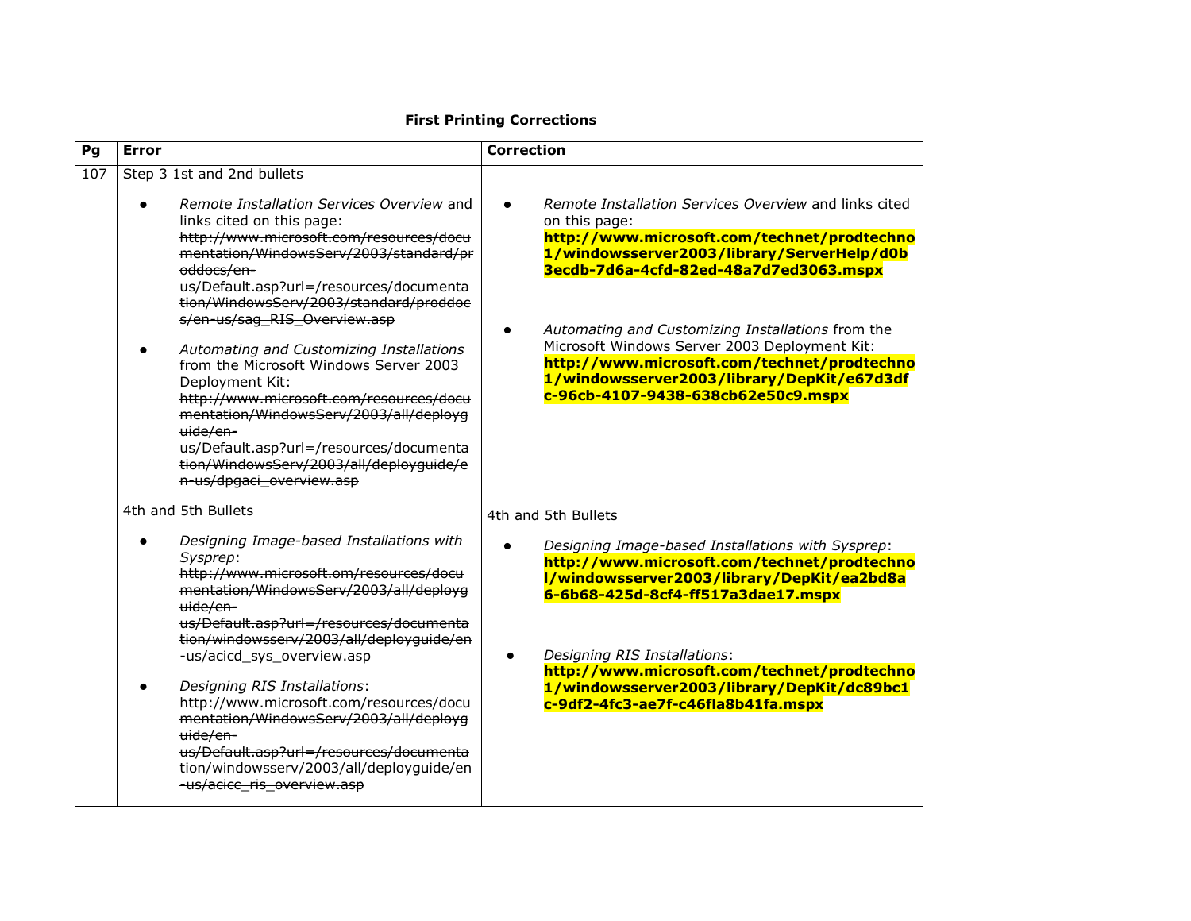**First Printing Corrections**

| Pg | Error | Correction |
|---|---|---|
| 107 | Step 3 1st and 2nd bullets<br>• *Remote Installation Services Overview* and links cited on this page: ~~http://www.microsoft.com/resources/documentation/WindowsServ/2003/standard/proddocs/en-us/Default.asp?url=/resources/documentation/WindowsServ/2003/standard/proddocs/en-us/sag_RIS_Overview.asp~~<br>• *Automating and Customizing Installations* from the Microsoft Windows Server 2003 Deployment Kit: ~~http://www.microsoft.com/resources/documentation/WindowsServ/2003/all/deployguide/en-us/Default.asp?url=/resources/documentation/WindowsServ/2003/all/deployguide/en-us/dpgaci_overview.asp~~<br>4th and 5th Bullets<br>• *Designing Image-based Installations with Sysprep*: ~~http://www.microsoft.om/resources/documentation/WindowsServ/2003/all/deployguide/en-us/Default.asp?url=/resources/documentation/windowsserv/2003/all/deployguide/en-us/acicd_sys_overview.asp~~<br>• *Designing RIS Installations*: ~~http://www.microsoft.com/resources/documentation/WindowsServ/2003/all/deployguide/en-us/Default.asp?url=/resources/documentation/windowsserv/2003/all/deployguide/en-us/acicc_ris_overview.asp~~ | • *Remote Installation Services Overview* and links cited on this page: **http://www.microsoft.com/technet/prodtechnol/windowsserver2003/library/ServerHelp/d0b3ecdb-7d6a-4cfd-82ed-48a7d7ed3063.mspx**<br>• *Automating and Customizing Installations* from the Microsoft Windows Server 2003 Deployment Kit: **http://www.microsoft.com/technet/prodtechnol/windowsserver2003/library/DepKit/e67d3dfc-96cb-4107-9438-638cb62e50c9.mspx**<br>4th and 5th Bullets<br>• *Designing Image-based Installations with Sysprep*: **http://www.microsoft.com/technet/prodtechnol/windowsserver2003/library/DepKit/ea2bd8a6-6b68-425d-8cf4-ff517a3dae17.mspx**<br>• *Designing RIS Installations*: **http://www.microsoft.com/technet/prodtechnol/windowsserver2003/library/DepKit/dc89bc1c-9df2-4fc3-ae7f-c46fla8b41fa.mspx** |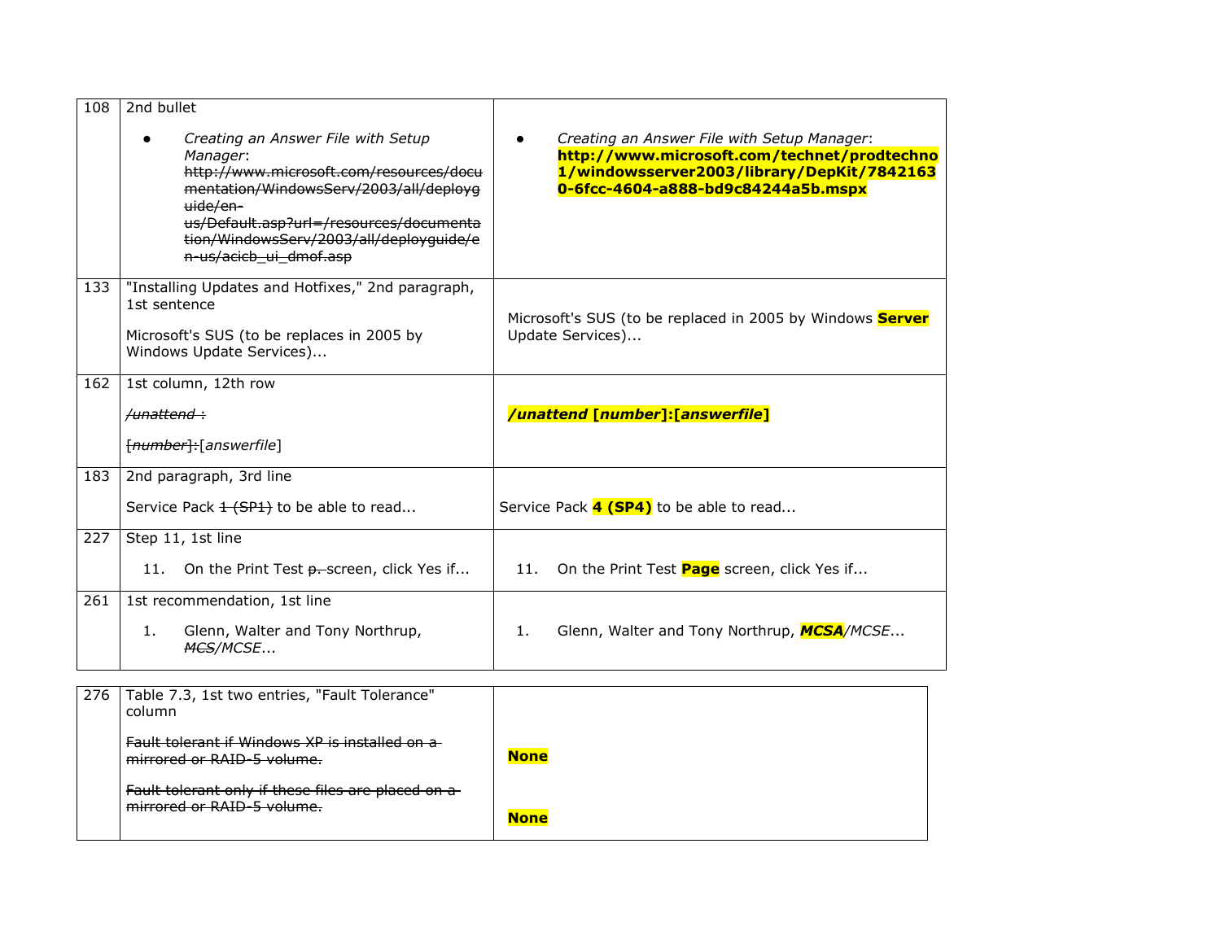| 108 | 2nd bullet<br><br>• *Creating an Answer File with Setup Manager*: ~~http://www.microsoft.com/resources/documentation/WindowsServ/2003/all/deployguide/en-us/Default.asp?url=/resources/documentation/WindowsServ/2003/all/deployguide/en-us/acicb_ui_dmof.asp~~ | • *Creating an Answer File with Setup Manager*: **http://www.microsoft.com/technet/prodtechnol/windowsserver2003/library/DepKit/78421630-6fcc-4604-a888-bd9c84244a5b.mspx** |
|---|---|---|
| 133 | "Installing Updates and Hotfixes," 2nd paragraph, 1st sentence<br><br>Microsoft's SUS (to be replaces in 2005 by Windows Update Services)... | Microsoft's SUS (to be replaced in 2005 by Windows **Server** Update Services)... |
| 162 | 1st column, 12th row<br><br>~~*/unattend* :~~<br><br>~~[*number*]:~~[*answerfile*] | ***/unattend* [*number*]:[*answerfile*]** |
| 183 | 2nd paragraph, 3rd line<br><br>Service Pack ~~1 (SP1)~~ to be able to read... | Service Pack **4 (SP4)** to be able to read... |
| 227 | Step 11, 1st line<br><br>11. On the Print Test ~~p.~~ screen, click Yes if... | 11. On the Print Test **Page** screen, click Yes if... |
| 261 | 1st recommendation, 1st line<br><br>1. Glenn, Walter and Tony Northrup, ~~*MCS*~~*/MCSE*... | 1. Glenn, Walter and Tony Northrup, ***MCSA****/MCSE*... |

| 276 | Table 7.3, 1st two entries, "Fault Tolerance" column<br><br>~~Fault tolerant if Windows XP is installed on a mirrored or RAID-5 volume.~~<br><br>~~Fault tolerant only if these files are placed on a mirrored or RAID-5 volume.~~ | **None**<br><br>**None** |
|---|---|---|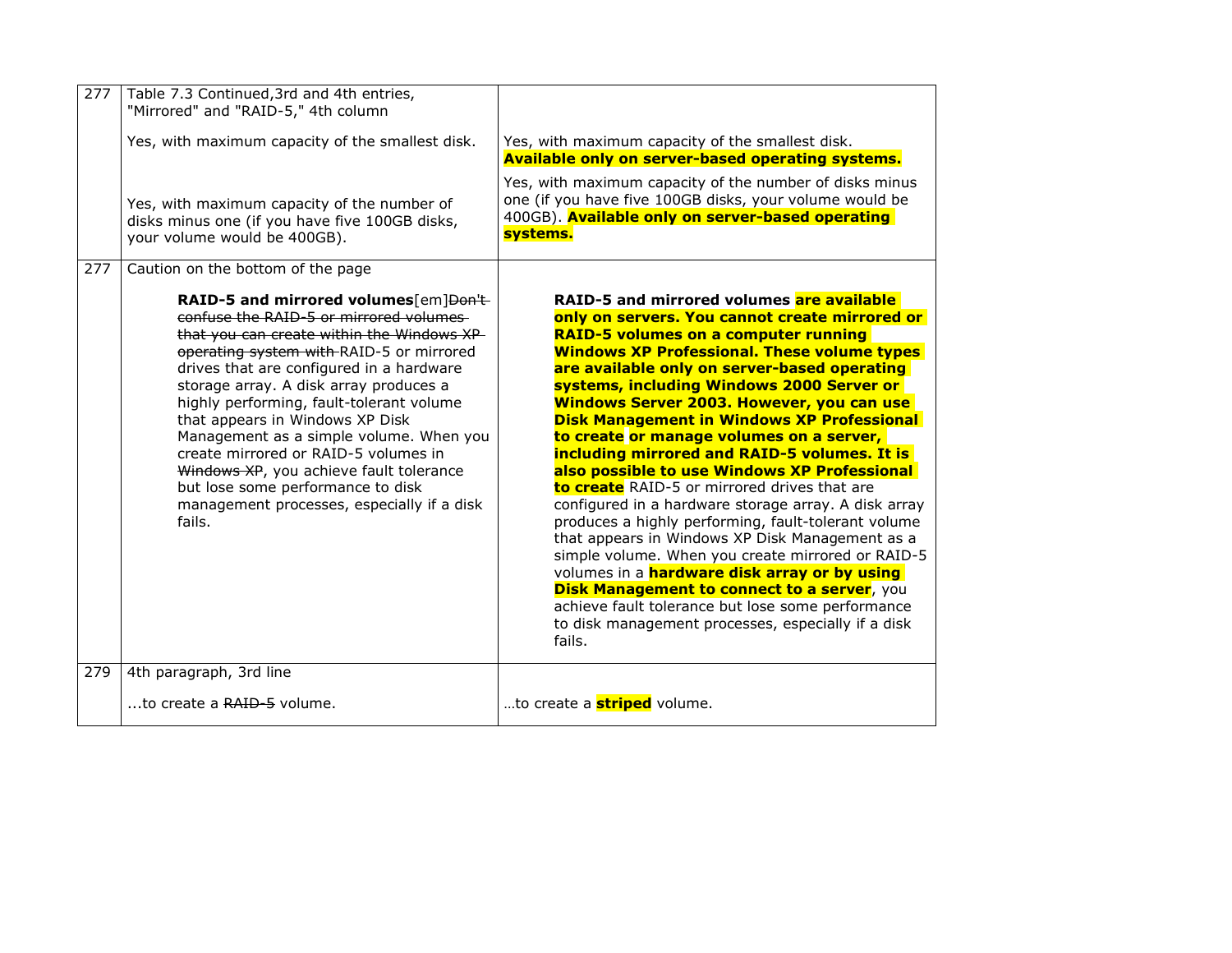| 277 | Table 7.3 Continued,3rd and 4th entries, "Mirrored" and "RAID-5," 4th column<br><br>Yes, with maximum capacity of the smallest disk.<br><br>Yes, with maximum capacity of the number of disks minus one (if you have five 100GB disks, your volume would be 400GB). | Yes, with maximum capacity of the smallest disk. **Available only on server-based operating systems.**<br><br>Yes, with maximum capacity of the number of disks minus one (if you have five 100GB disks, your volume would be 400GB). **Available only on server-based operating systems.** |
|---|---|---|
| 277 | Caution on the bottom of the page<br><br>**RAID-5 and mirrored volumes**[em]~~Don't confuse the RAID-5 or mirrored volumes that you can create within the Windows XP operating system with~~ RAID-5 or mirrored drives that are configured in a hardware storage array. A disk array produces a highly performing, fault-tolerant volume that appears in Windows XP Disk Management as a simple volume. When you create mirrored or RAID-5 volumes in ~~Windows XP~~, you achieve fault tolerance but lose some performance to disk management processes, especially if a disk fails. | **RAID-5 and mirrored volumes are available only on servers. You cannot create mirrored or RAID-5 volumes on a computer running Windows XP Professional. These volume types are available only on server-based operating systems, including Windows 2000 Server or Windows Server 2003. However, you can use Disk Management in Windows XP Professional to create or manage volumes on a server, including mirrored and RAID-5 volumes. It is also possible to use Windows XP Professional to create** RAID-5 or mirrored drives that are configured in a hardware storage array. A disk array produces a highly performing, fault-tolerant volume that appears in Windows XP Disk Management as a simple volume. When you create mirrored or RAID-5 volumes in a **hardware disk array or by using Disk Management to connect to a server**, you achieve fault tolerance but lose some performance to disk management processes, especially if a disk fails. |
| 279 | 4th paragraph, 3rd line<br><br>...to create a ~~RAID-5~~ volume. | …to create a **striped** volume. |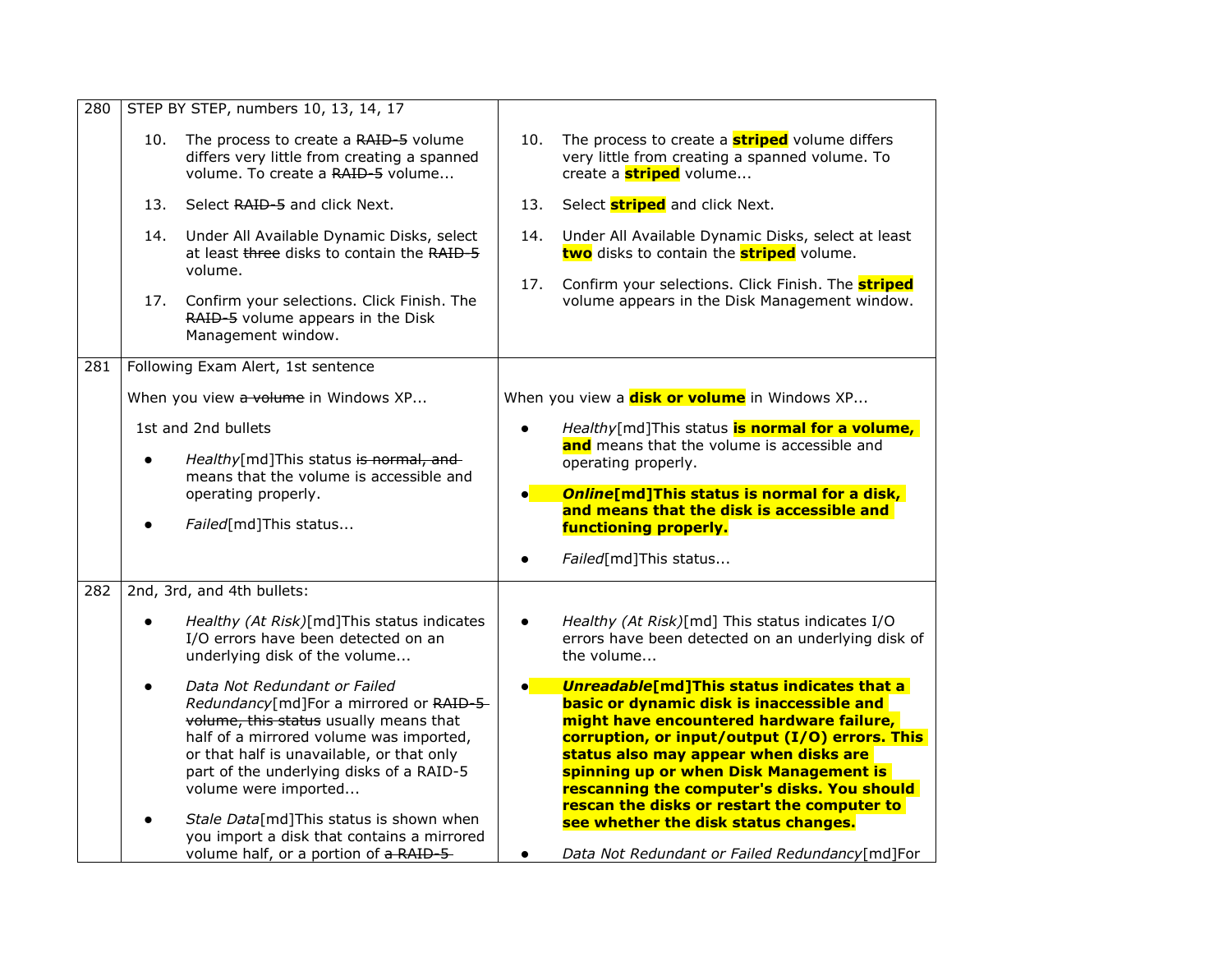| | | |
|---|---|---|
| 280 | STEP BY STEP, numbers 10, 13, 14, 17<br><br>10. The process to create a ~~RAID-5~~ volume differs very little from creating a spanned volume. To create a ~~RAID-5~~ volume...<br><br>13. Select ~~RAID-5~~ and click Next.<br><br>14. Under All Available Dynamic Disks, select at least ~~three~~ disks to contain the ~~RAID-5~~ volume.<br><br>17. Confirm your selections. Click Finish. The ~~RAID-5~~ volume appears in the Disk Management window. | 10. The process to create a **striped** volume differs very little from creating a spanned volume. To create a **striped** volume...<br><br>13. Select **striped** and click Next.<br><br>14. Under All Available Dynamic Disks, select at least **two** disks to contain the **striped** volume.<br><br>17. Confirm your selections. Click Finish. The **striped** volume appears in the Disk Management window. |
| 281 | Following Exam Alert, 1st sentence<br><br>When you view ~~a volume~~ in Windows XP...<br><br>1st and 2nd bullets<br><br>● *Healthy*[md]This status ~~is normal, and~~ means that the volume is accessible and operating properly.<br><br>● *Failed*[md]This status... | When you view a **disk or volume** in Windows XP...<br><br>● *Healthy*[md]This status **is normal for a volume, and** means that the volume is accessible and operating properly.<br><br>● ***Online*[md]This status is normal for a disk, and means that the disk is accessible and functioning properly.**<br><br>● *Failed*[md]This status... |
| 282 | 2nd, 3rd, and 4th bullets:<br><br>● *Healthy (At Risk)*[md]This status indicates I/O errors have been detected on an underlying disk of the volume...<br><br>● *Data Not Redundant or Failed Redundancy*[md]For a mirrored or ~~RAID-5 volume, this status~~ usually means that half of a mirrored volume was imported, or that half is unavailable, or that only part of the underlying disks of a RAID-5 volume were imported...<br><br>● *Stale Data*[md]This status is shown when you import a disk that contains a mirrored volume half, or a portion of ~~a RAID-5~~ | ● *Healthy (At Risk)*[md] This status indicates I/O errors have been detected on an underlying disk of the volume...<br><br>● ***Unreadable*[md]This status indicates that a basic or dynamic disk is inaccessible and might have encountered hardware failure, corruption, or input/output (I/O) errors. This status also may appear when disks are spinning up or when Disk Management is rescanning the computer's disks. You should rescan the disks or restart the computer to see whether the disk status changes.**<br><br>● *Data Not Redundant or Failed Redundancy*[md]For |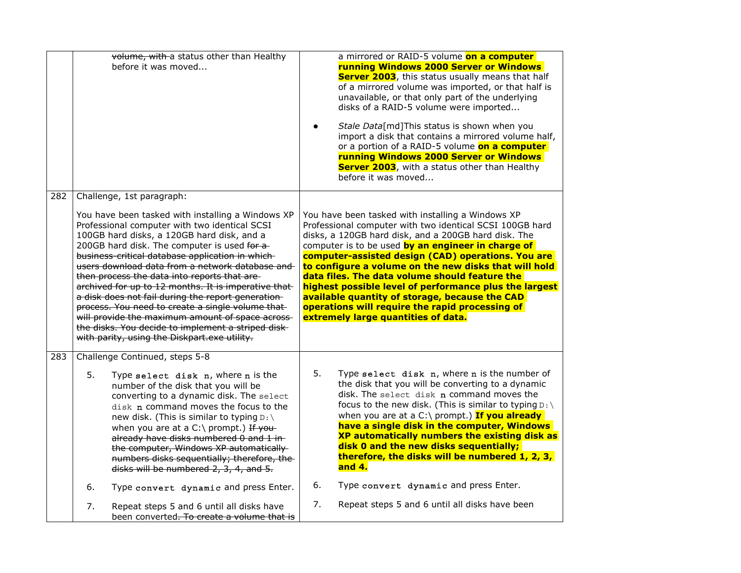| | | |
|---|---|---|
| | ~~volume, with~~ a status other than Healthy before it was moved... | a mirrored or RAID-5 volume **on a computer running Windows 2000 Server or Windows Server 2003**, this status usually means that half of a mirrored volume was imported, or that half is unavailable, or that only part of the underlying disks of a RAID-5 volume were imported...<br><br>• *Stale Data*[md]This status is shown when you import a disk that contains a mirrored volume half, or a portion of a RAID-5 volume **on a computer running Windows 2000 Server or Windows Server 2003**, with a status other than Healthy before it was moved... |
| 282 | Challenge, 1st paragraph:<br><br>You have been tasked with installing a Windows XP Professional computer with two identical SCSI 100GB hard disks, a 120GB hard disk, and a 200GB hard disk. The computer is used ~~for a business-critical database application in which users download data from a network database and then process the data into reports that are archived for up to 12 months. It is imperative that a disk does not fail during the report generation process. You need to create a single volume that will provide the maximum amount of space across the disks. You decide to implement a striped disk with parity, using the Diskpart.exe utility.~~ | You have been tasked with installing a Windows XP Professional computer with two identical SCSI 100GB hard disks, a 120GB hard disk, and a 200GB hard disk. The computer is to be used **by an engineer in charge of computer-assisted design (CAD) operations. You are to configure a volume on the new disks that will hold data files. The data volume should feature the highest possible level of performance plus the largest available quantity of storage, because the CAD operations will require the rapid processing of extremely large quantities of data.** |
| 283 | Challenge Continued, steps 5-8<br><br>5. Type `select disk n`, where `n` is the number of the disk that you will be converting to a dynamic disk. The `select disk n` command moves the focus to the new disk. (This is similar to typing `D:\` when you are at a C:\ prompt.) ~~If you already have disks numbered 0 and 1 in the computer, Windows XP automatically numbers disks sequentially; therefore, the disks will be numbered 2, 3, 4, and 5.~~<br><br>6. Type `convert dynamic` and press Enter.<br><br>7. Repeat steps 5 and 6 until all disks have been converted~~. To create a volume that is~~ | 5. Type `select disk n`, where `n` is the number of the disk that you will be converting to a dynamic disk. The `select disk n` command moves the focus to the new disk. (This is similar to typing `D:\` when you are at a C:\ prompt.) **If you already have a single disk in the computer, Windows XP automatically numbers the existing disk as disk 0 and the new disks sequentially; therefore, the disks will be numbered 1, 2, 3, and 4.**<br><br>6. Type `convert dynamic` and press Enter.<br><br>7. Repeat steps 5 and 6 until all disks have been |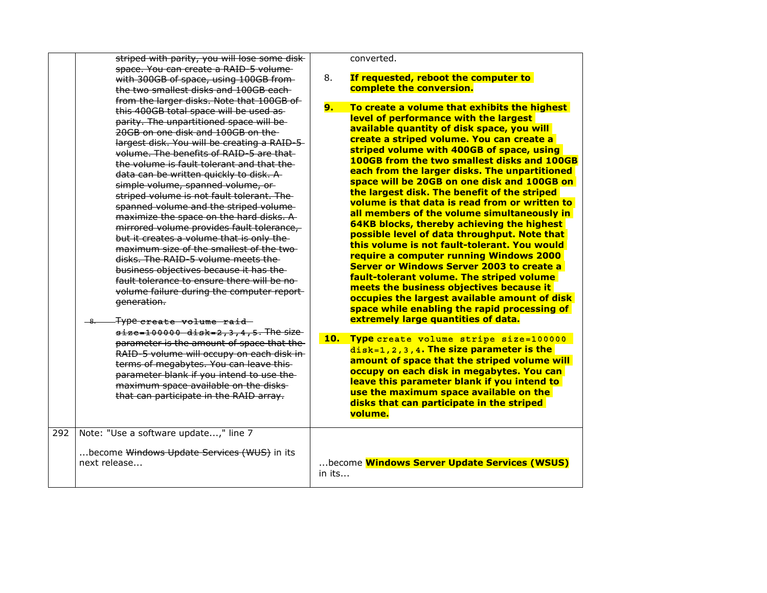| | | |
|---|---|---|
| | ~~striped with parity, you will lose some disk space. You can create a RAID-5 volume with 300GB of space, using 100GB from the two smallest disks and 100GB each from the larger disks. Note that 100GB of this 400GB total space will be used as parity. The unpartitioned space will be 20GB on one disk and 100GB on the largest disk. You will be creating a RAID-5 volume. The benefits of RAID-5 are that the volume is fault tolerant and that the data can be written quickly to disk. A simple volume, spanned volume, or striped volume is not fault tolerant. The spanned volume and the striped volume maximize the space on the hard disks. A mirrored volume provides fault tolerance, but it creates a volume that is only the maximum size of the smallest of the two disks. The RAID-5 volume meets the business objectives because it has the fault tolerance to ensure there will be no volume failure during the computer report generation.~~<br><br>~~8. Type `create volume raid size=100000 disk=2,3,4,5`. The size parameter is the amount of space that the RAID-5 volume will occupy on each disk in terms of megabytes. You can leave this parameter blank if you intend to use the maximum space available on the disks that can participate in the RAID array.~~ | converted.<br><br>8. **If requested, reboot the computer to complete the conversion.**<br><br>**9. To create a volume that exhibits the highest level of performance with the largest available quantity of disk space, you will create a striped volume. You can create a striped volume with 400GB of space, using 100GB from the two smallest disks and 100GB each from the larger disks. The unpartitioned space will be 20GB on one disk and 100GB on the largest disk. The benefit of the striped volume is that data is read from or written to all members of the volume simultaneously in 64KB blocks, thereby achieving the highest possible level of data throughput. Note that this volume is not fault-tolerant. You would require a computer running Windows 2000 Server or Windows Server 2003 to create a fault-tolerant volume. The striped volume meets the business objectives because it occupies the largest available amount of disk space while enabling the rapid processing of extremely large quantities of data.**<br><br>**10. Type** `create volume stripe size=100000 disk=1,2,3,4`**. The size parameter is the amount of space that the striped volume will occupy on each disk in megabytes. You can leave this parameter blank if you intend to use the maximum space available on the disks that can participate in the striped volume.** |
| 292 | Note: "Use a software update...," line 7<br><br>...become ~~Windows Update Services (WUS)~~ in its next release... | ...become **Windows Server Update Services (WSUS)** in its... |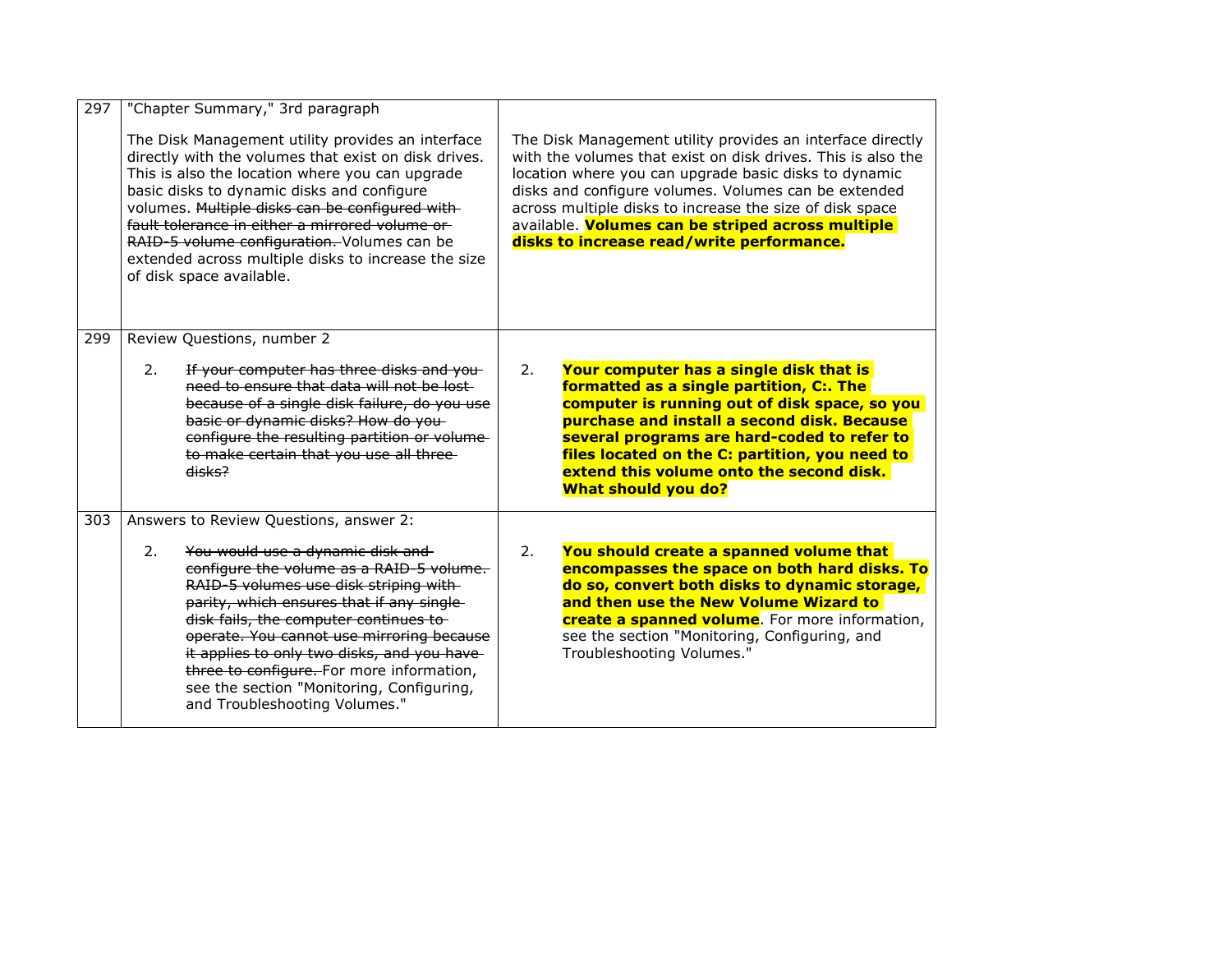| | | |
|---|---|---|
| 297 | "Chapter Summary," 3rd paragraph<br><br>The Disk Management utility provides an interface directly with the volumes that exist on disk drives. This is also the location where you can upgrade basic disks to dynamic disks and configure volumes. ~~Multiple disks can be configured with fault tolerance in either a mirrored volume or RAID-5 volume configuration.~~ Volumes can be extended across multiple disks to increase the size of disk space available. | The Disk Management utility provides an interface directly with the volumes that exist on disk drives. This is also the location where you can upgrade basic disks to dynamic disks and configure volumes. Volumes can be extended across multiple disks to increase the size of disk space available. **Volumes can be striped across multiple disks to increase read/write performance.** |
| 299 | Review Questions, number 2<br><br>2. ~~If your computer has three disks and you need to ensure that data will not be lost because of a single disk failure, do you use basic or dynamic disks? How do you configure the resulting partition or volume to make certain that you use all three disks?~~ | 2. **Your computer has a single disk that is formatted as a single partition, C:. The computer is running out of disk space, so you purchase and install a second disk. Because several programs are hard-coded to refer to files located on the C: partition, you need to extend this volume onto the second disk. What should you do?** |
| 303 | Answers to Review Questions, answer 2:<br><br>2. ~~You would use a dynamic disk and configure the volume as a RAID-5 volume. RAID-5 volumes use disk striping with parity, which ensures that if any single disk fails, the computer continues to operate. You cannot use mirroring because it applies to only two disks, and you have three to configure.~~ For more information, see the section "Monitoring, Configuring, and Troubleshooting Volumes." | 2. **You should create a spanned volume that encompasses the space on both hard disks. To do so, convert both disks to dynamic storage, and then use the New Volume Wizard to create a spanned volume**. For more information, see the section "Monitoring, Configuring, and Troubleshooting Volumes." |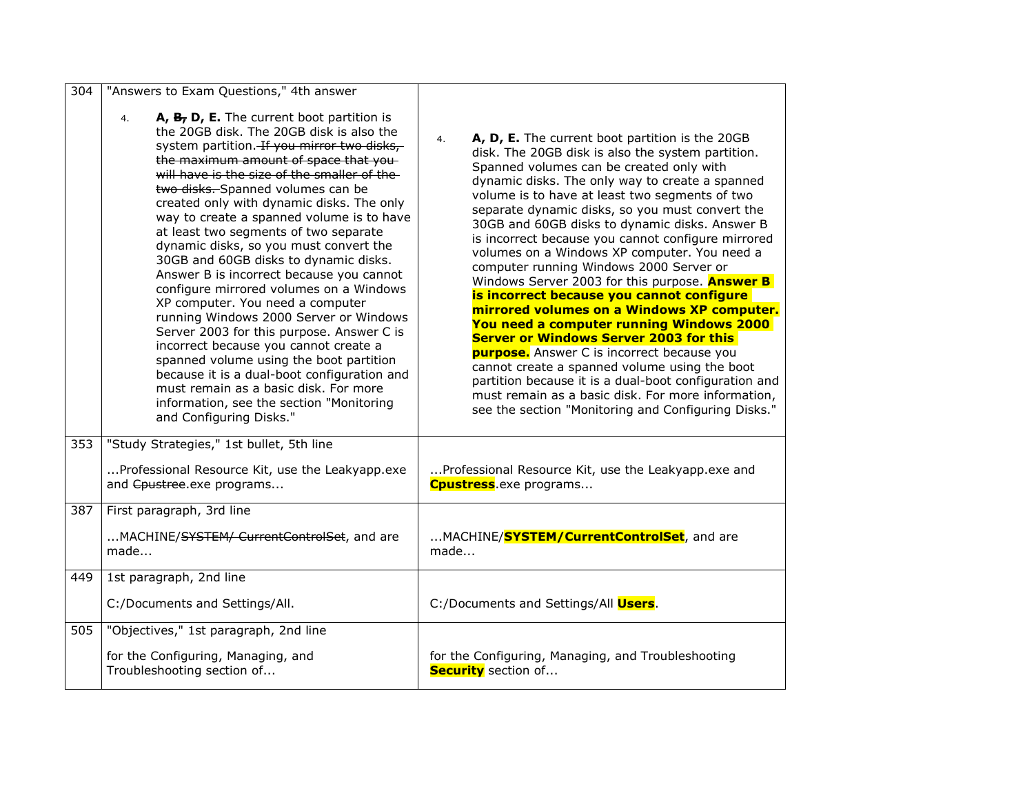| 304 | "Answers to Exam Questions," 4th answer<br><br>4. **A, ~~B,~~ D, E.** The current boot partition is the 20GB disk. The 20GB disk is also the system partition. ~~If you mirror two disks, the maximum amount of space that you will have is the size of the smaller of the two disks.~~ Spanned volumes can be created only with dynamic disks. The only way to create a spanned volume is to have at least two segments of two separate dynamic disks, so you must convert the 30GB and 60GB disks to dynamic disks. Answer B is incorrect because you cannot configure mirrored volumes on a Windows XP computer. You need a computer running Windows 2000 Server or Windows Server 2003 for this purpose. Answer C is incorrect because you cannot create a spanned volume using the boot partition because it is a dual-boot configuration and must remain as a basic disk. For more information, see the section "Monitoring and Configuring Disks." | 4. **A, D, E.** The current boot partition is the 20GB disk. The 20GB disk is also the system partition. Spanned volumes can be created only with dynamic disks. The only way to create a spanned volume is to have at least two segments of two separate dynamic disks, so you must convert the 30GB and 60GB disks to dynamic disks. Answer B is incorrect because you cannot configure mirrored volumes on a Windows XP computer. You need a computer running Windows 2000 Server or Windows Server 2003 for this purpose. **Answer B is incorrect because you cannot configure mirrored volumes on a Windows XP computer. You need a computer running Windows 2000 Server or Windows Server 2003 for this purpose.** Answer C is incorrect because you cannot create a spanned volume using the boot partition because it is a dual-boot configuration and must remain as a basic disk. For more information, see the section "Monitoring and Configuring Disks." |
|---|---|---|
| 353 | "Study Strategies," 1st bullet, 5th line<br><br>...Professional Resource Kit, use the Leakyapp.exe and ~~Cpustree~~.exe programs... | ...Professional Resource Kit, use the Leakyapp.exe and **Cpustress**.exe programs... |
| 387 | First paragraph, 3rd line<br><br>...MACHINE/~~SYSTEM/ CurrentControlSet~~, and are made... | ...MACHINE/**SYSTEM/CurrentControlSet**, and are made... |
| 449 | 1st paragraph, 2nd line<br><br>C:/Documents and Settings/All. | C:/Documents and Settings/All **Users**. |
| 505 | "Objectives," 1st paragraph, 2nd line<br><br>for the Configuring, Managing, and Troubleshooting section of... | for the Configuring, Managing, and Troubleshooting **Security** section of... |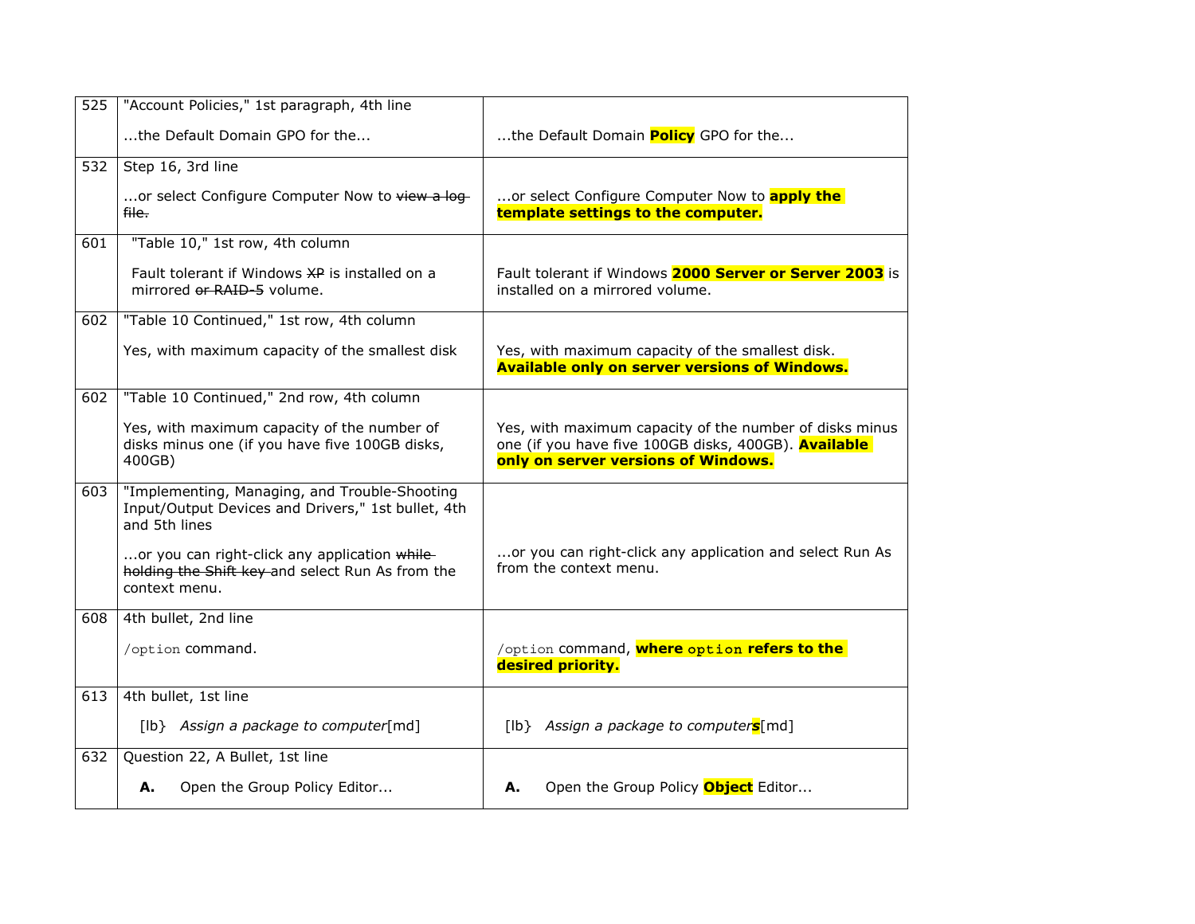| | | |
|---|---|---|
| 525 | "Account Policies," 1st paragraph, 4th line<br><br>...the Default Domain GPO for the... | ...the Default Domain **Policy** GPO for the... |
| 532 | Step 16, 3rd line<br><br>...or select Configure Computer Now to ~~view a log file.~~ | ...or select Configure Computer Now to **apply the template settings to the computer.** |
| 601 | "Table 10," 1st row, 4th column<br><br>Fault tolerant if Windows ~~XP~~ is installed on a mirrored ~~or RAID-5~~ volume. | Fault tolerant if Windows **2000 Server or Server 2003** is installed on a mirrored volume. |
| 602 | "Table 10 Continued," 1st row, 4th column<br><br>Yes, with maximum capacity of the smallest disk | Yes, with maximum capacity of the smallest disk. **Available only on server versions of Windows.** |
| 602 | "Table 10 Continued," 2nd row, 4th column<br><br>Yes, with maximum capacity of the number of disks minus one (if you have five 100GB disks, 400GB) | Yes, with maximum capacity of the number of disks minus one (if you have five 100GB disks, 400GB). **Available only on server versions of Windows.** |
| 603 | "Implementing, Managing, and Trouble-Shooting Input/Output Devices and Drivers," 1st bullet, 4th and 5th lines<br><br>...or you can right-click any application ~~while holding the Shift key~~ and select Run As from the context menu. | ...or you can right-click any application and select Run As from the context menu. |
| 608 | 4th bullet, 2nd line<br><br>`/option` command. | `/option` command, **where `option` refers to the desired priority.** |
| 613 | 4th bullet, 1st line<br><br>[lb} *Assign a package to computer*[md] | [lb} *Assign a package to computer**s***[md] |
| 632 | Question 22, A Bullet, 1st line<br><br>**A.** Open the Group Policy Editor... | **A.** Open the Group Policy **Object** Editor... |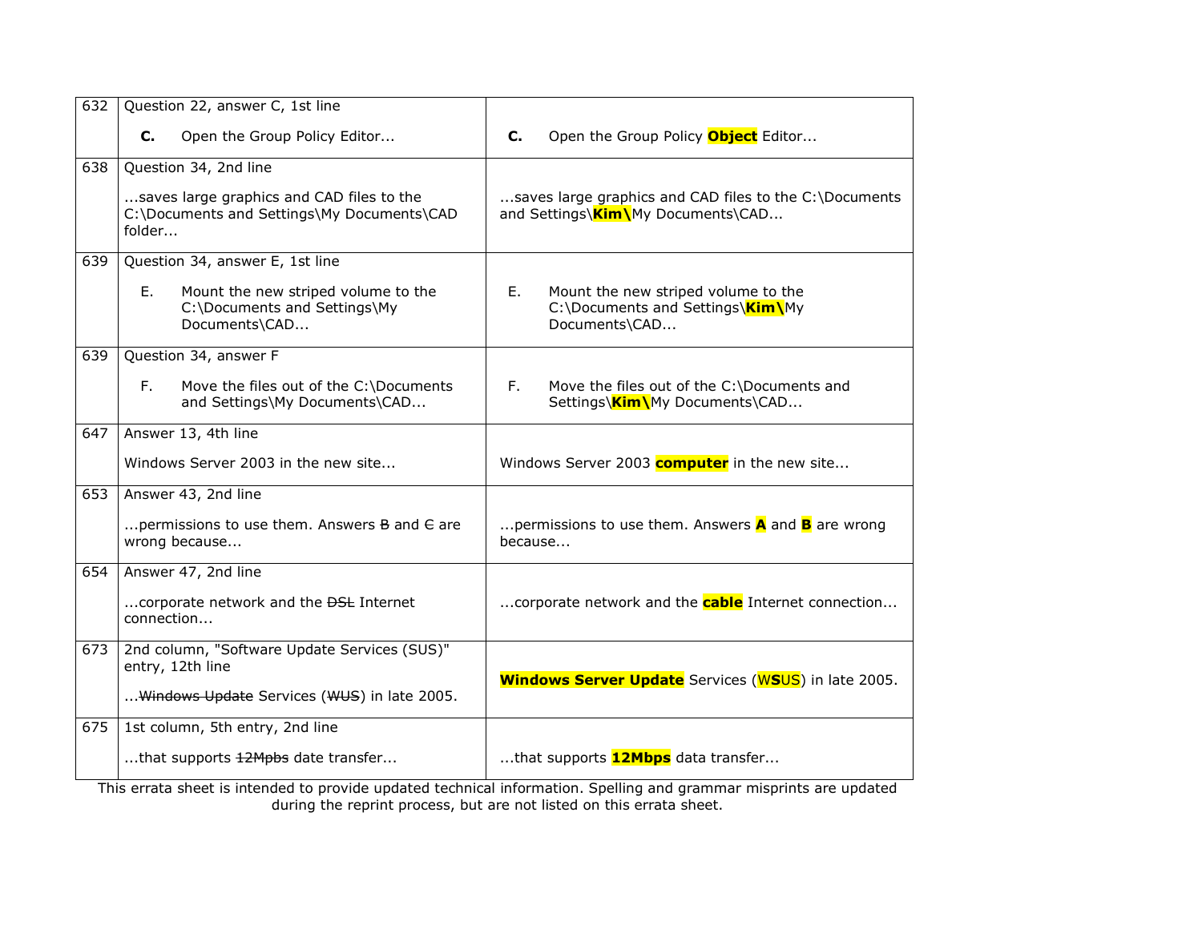| | | |
|---|---|---|
| 632 | Question 22, answer C, 1st line<br><br>**C.** Open the Group Policy Editor... | **C.** Open the Group Policy **Object** Editor... |
| 638 | Question 34, 2nd line<br><br>...saves large graphics and CAD files to the C:\Documents and Settings\My Documents\CAD folder... | ...saves large graphics and CAD files to the C:\Documents and Settings\**Kim\**My Documents\CAD... |
| 639 | Question 34, answer E, 1st line<br><br>E. Mount the new striped volume to the C:\Documents and Settings\My Documents\CAD... | E. Mount the new striped volume to the C:\Documents and Settings\**Kim\**My Documents\CAD... |
| 639 | Question 34, answer F<br><br>F. Move the files out of the C:\Documents and Settings\My Documents\CAD... | F. Move the files out of the C:\Documents and Settings\**Kim\**My Documents\CAD... |
| 647 | Answer 13, 4th line<br><br>Windows Server 2003 in the new site... | Windows Server 2003 **computer** in the new site... |
| 653 | Answer 43, 2nd line<br><br>...permissions to use them. Answers ~~B~~ and ~~C~~ are wrong because... | ...permissions to use them. Answers **A** and **B** are wrong because... |
| 654 | Answer 47, 2nd line<br><br>...corporate network and the ~~DSL~~ Internet connection... | ...corporate network and the **cable** Internet connection... |
| 673 | 2nd column, "Software Update Services (SUS)" entry, 12th line<br><br>...~~Windows Update~~ Services (~~WUS~~) in late 2005. | **Windows Server Update** Services (W**S**US) in late 2005. |
| 675 | 1st column, 5th entry, 2nd line<br><br>...that supports ~~12Mpbs~~ date transfer... | ...that supports **12Mbps** data transfer... |

This errata sheet is intended to provide updated technical information. Spelling and grammar misprints are updated during the reprint process, but are not listed on this errata sheet.